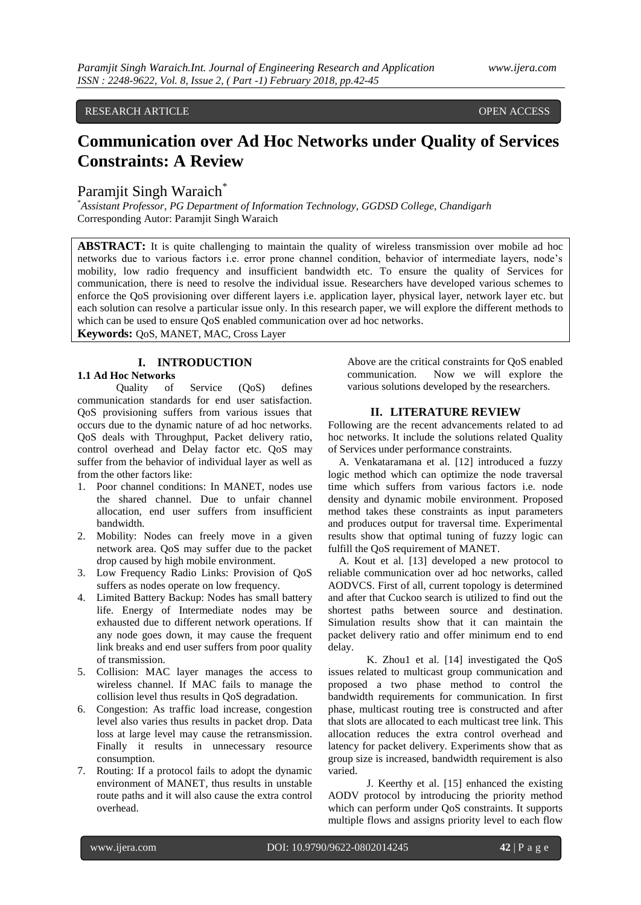RESEARCH ARTICLE OPEN ACCESS

# Communication over Ad Hoc Networks under Quality of Services Constraints: A Review

Paramjit Singh Waraich[*]

[*]*Assistant Professor, PG Department of Information Technology, GGDSD College, Chandigarh*
Corresponding Autor: Paramjit Singh Waraich

**ABSTRACT:** It is quite challenging to maintain the quality of wireless transmission over mobile ad hoc networks due to various factors i.e. error prone channel condition, behavior of intermediate layers, node's mobility, low radio frequency and insufficient bandwidth etc. To ensure the quality of Services for communication, there is need to resolve the individual issue. Researchers have developed various schemes to enforce the QoS provisioning over different layers i.e. application layer, physical layer, network layer etc. but each solution can resolve a particular issue only. In this research paper, we will explore the different methods to which can be used to ensure QoS enabled communication over ad hoc networks.

**Keywords:** QoS, MANET, MAC, Cross Layer

## I. INTRODUCTION

### 1.1 Ad Hoc Networks

Quality of Service (QoS) defines communication standards for end user satisfaction. QoS provisioning suffers from various issues that occurs due to the dynamic nature of ad hoc networks. QoS deals with Throughput, Packet delivery ratio, control overhead and Delay factor etc. QoS may suffer from the behavior of individual layer as well as from the other factors like:

1. Poor channel conditions: In MANET, nodes use the shared channel. Due to unfair channel allocation, end user suffers from insufficient bandwidth.
2. Mobility: Nodes can freely move in a given network area. QoS may suffer due to the packet drop caused by high mobile environment.
3. Low Frequency Radio Links: Provision of QoS suffers as nodes operate on low frequency.
4. Limited Battery Backup: Nodes has small battery life. Energy of Intermediate nodes may be exhausted due to different network operations. If any node goes down, it may cause the frequent link breaks and end user suffers from poor quality of transmission.
5. Collision: MAC layer manages the access to wireless channel. If MAC fails to manage the collision level thus results in QoS degradation.
6. Congestion: As traffic load increase, congestion level also varies thus results in packet drop. Data loss at large level may cause the retransmission. Finally it results in unnecessary resource consumption.
7. Routing: If a protocol fails to adopt the dynamic environment of MANET, thus results in unstable route paths and it will also cause the extra control overhead.

Above are the critical constraints for QoS enabled communication. Now we will explore the various solutions developed by the researchers.

## II. LITERATURE REVIEW

Following are the recent advancements related to ad hoc networks. It include the solutions related Quality of Services under performance constraints.

A. Venkataramana et al. [12] introduced a fuzzy logic method which can optimize the node traversal time which suffers from various factors i.e. node density and dynamic mobile environment. Proposed method takes these constraints as input parameters and produces output for traversal time. Experimental results show that optimal tuning of fuzzy logic can fulfill the QoS requirement of MANET.

A. Kout et al. [13] developed a new protocol to reliable communication over ad hoc networks, called AODVCS. First of all, current topology is determined and after that Cuckoo search is utilized to find out the shortest paths between source and destination. Simulation results show that it can maintain the packet delivery ratio and offer minimum end to end delay.

K. Zhou1 et al. [14] investigated the QoS issues related to multicast group communication and proposed a two phase method to control the bandwidth requirements for communication. In first phase, multicast routing tree is constructed and after that slots are allocated to each multicast tree link. This allocation reduces the extra control overhead and latency for packet delivery. Experiments show that as group size is increased, bandwidth requirement is also varied.

J. Keerthy et al. [15] enhanced the existing AODV protocol by introducing the priority method which can perform under QoS constraints. It supports multiple flows and assigns priority level to each flow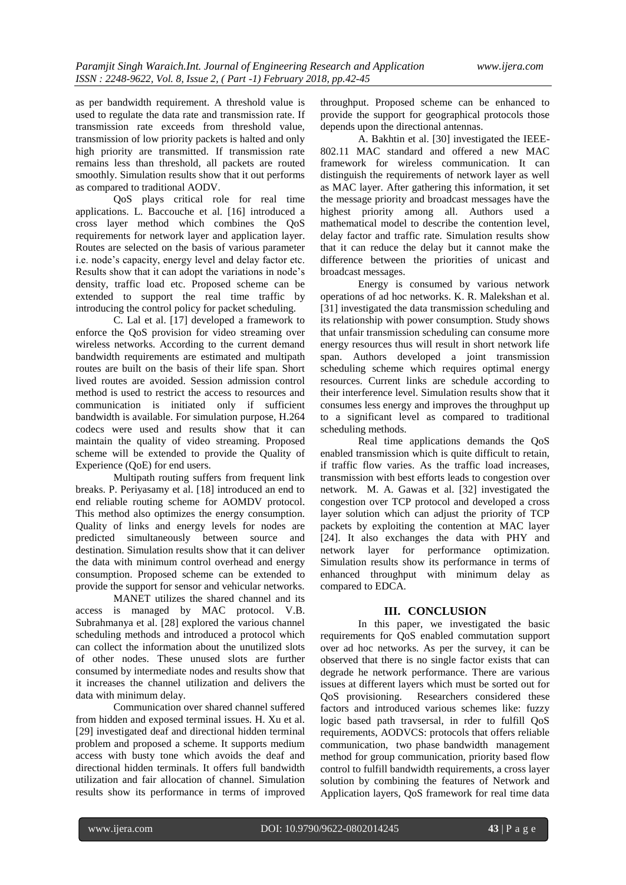as per bandwidth requirement. A threshold value is used to regulate the data rate and transmission rate. If transmission rate exceeds from threshold value, transmission of low priority packets is halted and only high priority are transmitted. If transmission rate remains less than threshold, all packets are routed smoothly. Simulation results show that it out performs as compared to traditional AODV.

QoS plays critical role for real time applications. L. Baccouche et al. [16] introduced a cross layer method which combines the QoS requirements for network layer and application layer. Routes are selected on the basis of various parameter i.e. node's capacity, energy level and delay factor etc. Results show that it can adopt the variations in node's density, traffic load etc. Proposed scheme can be extended to support the real time traffic by introducing the control policy for packet scheduling.

C. Lal et al. [17] developed a framework to enforce the QoS provision for video streaming over wireless networks. According to the current demand bandwidth requirements are estimated and multipath routes are built on the basis of their life span. Short lived routes are avoided. Session admission control method is used to restrict the access to resources and communication is initiated only if sufficient bandwidth is available. For simulation purpose, H.264 codecs were used and results show that it can maintain the quality of video streaming. Proposed scheme will be extended to provide the Quality of Experience (QoE) for end users.

Multipath routing suffers from frequent link breaks. P. Periyasamy et al. [18] introduced an end to end reliable routing scheme for AOMDV protocol. This method also optimizes the energy consumption. Quality of links and energy levels for nodes are predicted simultaneously between source and destination. Simulation results show that it can deliver the data with minimum control overhead and energy consumption. Proposed scheme can be extended to provide the support for sensor and vehicular networks.

MANET utilizes the shared channel and its access is managed by MAC protocol. V.B. Subrahmanya et al. [28] explored the various channel scheduling methods and introduced a protocol which can collect the information about the unutilized slots of other nodes. These unused slots are further consumed by intermediate nodes and results show that it increases the channel utilization and delivers the data with minimum delay.

Communication over shared channel suffered from hidden and exposed terminal issues. H. Xu et al. [29] investigated deaf and directional hidden terminal problem and proposed a scheme. It supports medium access with busty tone which avoids the deaf and directional hidden terminals. It offers full bandwidth utilization and fair allocation of channel. Simulation results show its performance in terms of improved throughput. Proposed scheme can be enhanced to provide the support for geographical protocols those depends upon the directional antennas.

A. Bakhtin et al. [30] investigated the IEEE-802.11 MAC standard and offered a new MAC framework for wireless communication. It can distinguish the requirements of network layer as well as MAC layer. After gathering this information, it set the message priority and broadcast messages have the highest priority among all. Authors used a mathematical model to describe the contention level, delay factor and traffic rate. Simulation results show that it can reduce the delay but it cannot make the difference between the priorities of unicast and broadcast messages.

Energy is consumed by various network operations of ad hoc networks. K. R. Malekshan et al. [31] investigated the data transmission scheduling and its relationship with power consumption. Study shows that unfair transmission scheduling can consume more energy resources thus will result in short network life span. Authors developed a joint transmission scheduling scheme which requires optimal energy resources. Current links are schedule according to their interference level. Simulation results show that it consumes less energy and improves the throughput up to a significant level as compared to traditional scheduling methods.

Real time applications demands the QoS enabled transmission which is quite difficult to retain, if traffic flow varies. As the traffic load increases, transmission with best efforts leads to congestion over network. M. A. Gawas et al. [32] investigated the congestion over TCP protocol and developed a cross layer solution which can adjust the priority of TCP packets by exploiting the contention at MAC layer [24]. It also exchanges the data with PHY and network layer for performance optimization. Simulation results show its performance in terms of enhanced throughput with minimum delay as compared to EDCA.

## III. CONCLUSION

In this paper, we investigated the basic requirements for QoS enabled commutation support over ad hoc networks. As per the survey, it can be observed that there is no single factor exists that can degrade he network performance. There are various issues at different layers which must be sorted out for QoS provisioning. Researchers considered these factors and introduced various schemes like: fuzzy logic based path travsersal, in rder to fulfill QoS requirements, AODVCS: protocols that offers reliable communication, two phase bandwidth management method for group communication, priority based flow control to fulfill bandwidth requirements, a cross layer solution by combining the features of Network and Application layers, QoS framework for real time data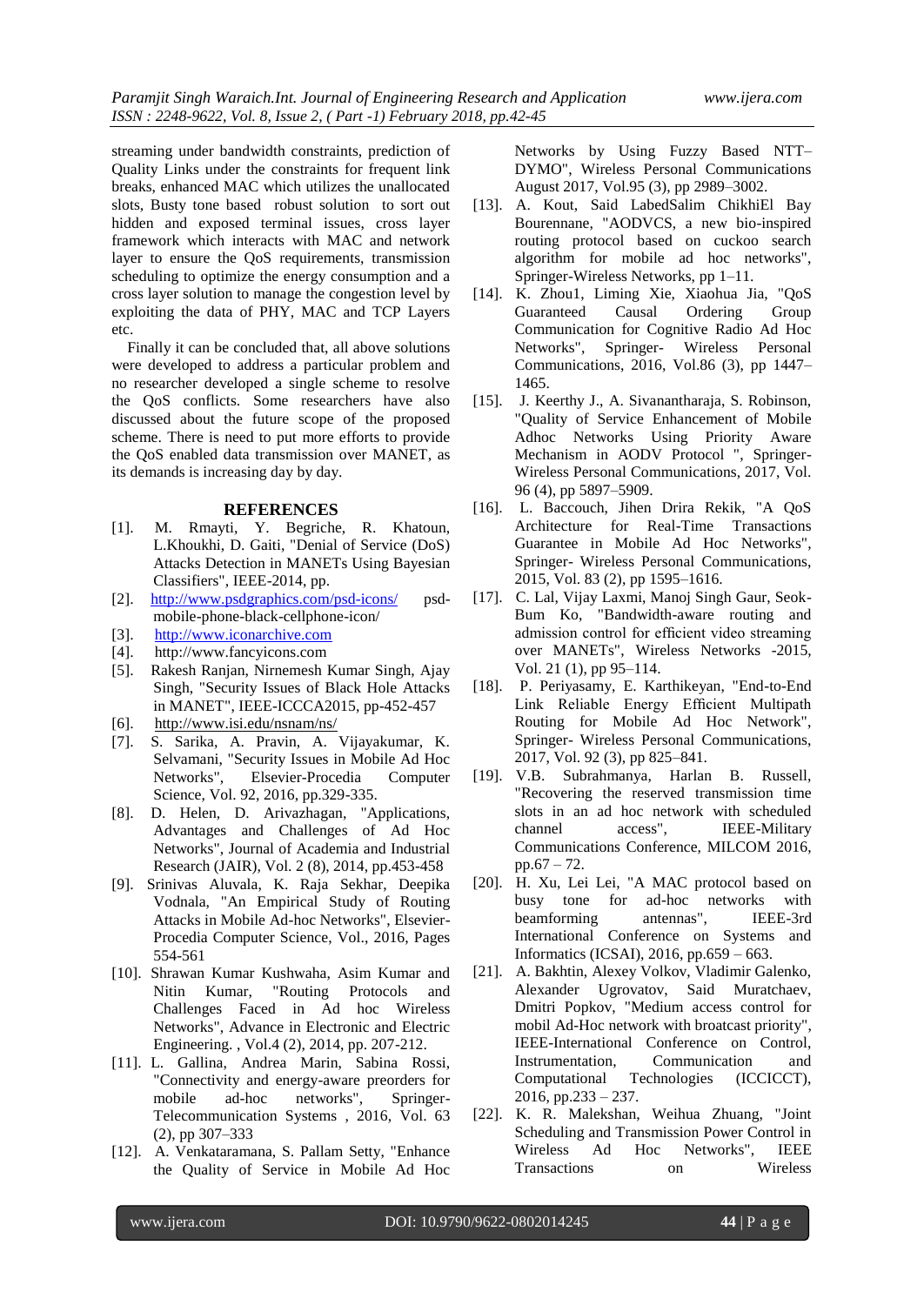streaming under bandwidth constraints, prediction of Quality Links under the constraints for frequent link breaks, enhanced MAC which utilizes the unallocated slots, Busty tone based robust solution to sort out hidden and exposed terminal issues, cross layer framework which interacts with MAC and network layer to ensure the QoS requirements, transmission scheduling to optimize the energy consumption and a cross layer solution to manage the congestion level by exploiting the data of PHY, MAC and TCP Layers etc.

Finally it can be concluded that, all above solutions were developed to address a particular problem and no researcher developed a single scheme to resolve the QoS conflicts. Some researchers have also discussed about the future scope of the proposed scheme. There is need to put more efforts to provide the QoS enabled data transmission over MANET, as its demands is increasing day by day.

## REFERENCES

- [1]. M. Rmayti, Y. Begriche, R. Khatoun, L.Khoukhi, D. Gaiti, "Denial of Service (DoS) Attacks Detection in MANETs Using Bayesian Classifiers", IEEE-2014, pp.
- [2]. http://www.psdgraphics.com/psd-icons/ psd-mobile-phone-black-cellphone-icon/
- [3]. http://www.iconarchive.com
- [4]. http://www.fancyicons.com
- [5]. Rakesh Ranjan, Nirnemesh Kumar Singh, Ajay Singh, "Security Issues of Black Hole Attacks in MANET", IEEE-ICCCA2015, pp-452-457
- [6]. http://www.isi.edu/nsnam/ns/
- [7]. S. Sarika, A. Pravin, A. Vijayakumar, K. Selvamani, "Security Issues in Mobile Ad Hoc Networks", Elsevier-Procedia Computer Science, Vol. 92, 2016, pp.329-335.
- [8]. D. Helen, D. Arivazhagan, "Applications, Advantages and Challenges of Ad Hoc Networks", Journal of Academia and Industrial Research (JAIR), Vol. 2 (8), 2014, pp.453-458
- [9]. Srinivas Aluvala, K. Raja Sekhar, Deepika Vodnala, "An Empirical Study of Routing Attacks in Mobile Ad-hoc Networks", Elsevier-Procedia Computer Science, Vol., 2016, Pages 554-561
- [10]. Shrawan Kumar Kushwaha, Asim Kumar and Nitin Kumar, "Routing Protocols and Challenges Faced in Ad hoc Wireless Networks", Advance in Electronic and Electric Engineering. , Vol.4 (2), 2014, pp. 207-212.
- [11]. L. Gallina, Andrea Marin, Sabina Rossi, "Connectivity and energy-aware preorders for mobile ad-hoc networks", Springer-Telecommunication Systems , 2016, Vol. 63 (2), pp 307–333
- [12]. A. Venkataramana, S. Pallam Setty, "Enhance the Quality of Service in Mobile Ad Hoc Networks by Using Fuzzy Based NTT–DYMO", Wireless Personal Communications August 2017, Vol.95 (3), pp 2989–3002.
- [13]. A. Kout, Said LabedSalim ChikhiEl Bay Bourennane, "AODVCS, a new bio-inspired routing protocol based on cuckoo search algorithm for mobile ad hoc networks", Springer-Wireless Networks, pp 1–11.
- [14]. K. Zhou1, Liming Xie, Xiaohua Jia, "QoS Guaranteed Causal Ordering Group Communication for Cognitive Radio Ad Hoc Networks", Springer- Wireless Personal Communications, 2016, Vol.86 (3), pp 1447–1465.
- [15]. J. Keerthy J., A. Sivanantharaja, S. Robinson, "Quality of Service Enhancement of Mobile Adhoc Networks Using Priority Aware Mechanism in AODV Protocol ", Springer-Wireless Personal Communications, 2017, Vol. 96 (4), pp 5897–5909.
- [16]. L. Baccouch, Jihen Drira Rekik, "A QoS Architecture for Real-Time Transactions Guarantee in Mobile Ad Hoc Networks", Springer- Wireless Personal Communications, 2015, Vol. 83 (2), pp 1595–1616.
- [17]. C. Lal, Vijay Laxmi, Manoj Singh Gaur, Seok-Bum Ko, "Bandwidth-aware routing and admission control for efficient video streaming over MANETs", Wireless Networks -2015, Vol. 21 (1), pp 95–114.
- [18]. P. Periyasamy, E. Karthikeyan, "End-to-End Link Reliable Energy Efficient Multipath Routing for Mobile Ad Hoc Network", Springer- Wireless Personal Communications, 2017, Vol. 92 (3), pp 825–841.
- [19]. V.B. Subrahmanya, Harlan B. Russell, "Recovering the reserved transmission time slots in an ad hoc network with scheduled channel access", IEEE-Military Communications Conference, MILCOM 2016, pp.67 – 72.
- [20]. H. Xu, Lei Lei, "A MAC protocol based on busy tone for ad-hoc networks with beamforming antennas", IEEE-3rd International Conference on Systems and Informatics (ICSAI), 2016, pp.659 – 663.
- [21]. A. Bakhtin, Alexey Volkov, Vladimir Galenko, Alexander Ugrovatov, Said Muratchaev, Dmitri Popkov, "Medium access control for mobil Ad-Hoc network with broatcast priority", IEEE-International Conference on Control, Instrumentation, Communication and Computational Technologies (ICCICCT), 2016, pp.233 – 237.
- [22]. K. R. Malekshan, Weihua Zhuang, "Joint Scheduling and Transmission Power Control in Wireless Ad Hoc Networks", IEEE Transactions on Wireless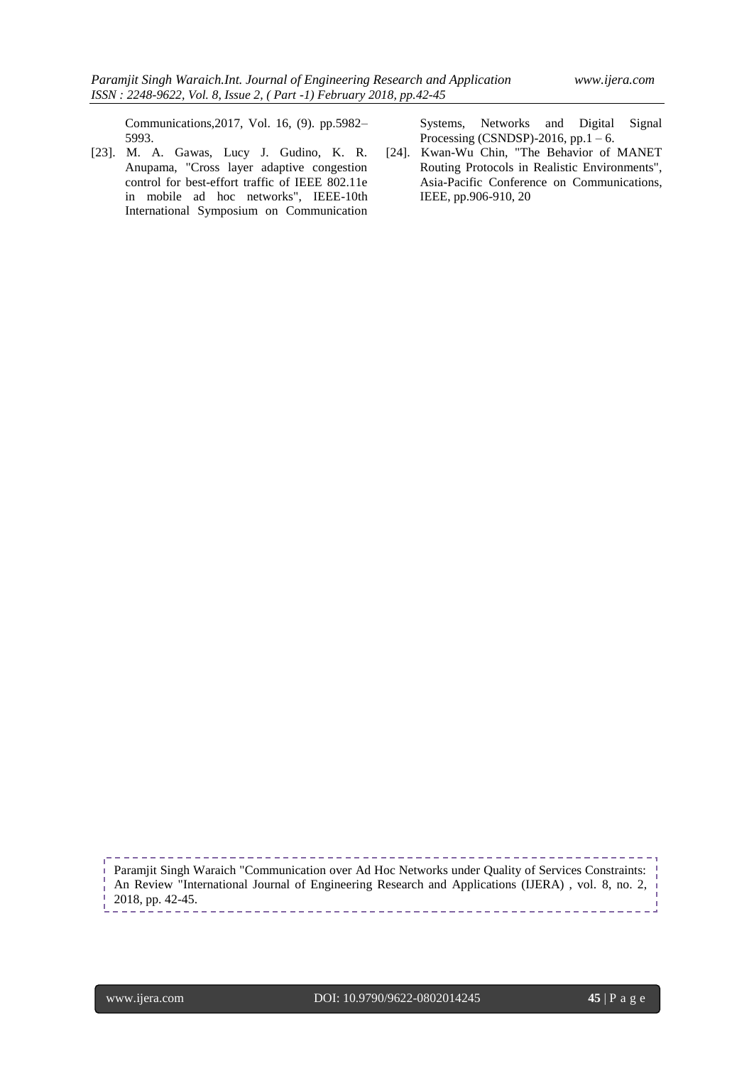Communications,2017, Vol. 16, (9). pp.5982–5993.

[23]. M. A. Gawas, Lucy J. Gudino, K. R. Anupama, "Cross layer adaptive congestion control for best-effort traffic of IEEE 802.11e in mobile ad hoc networks", IEEE-10th International Symposium on Communication Systems, Networks and Digital Signal Processing (CSNDSP)-2016, pp.1 – 6.

[24]. Kwan-Wu Chin, "The Behavior of MANET Routing Protocols in Realistic Environments", Asia-Pacific Conference on Communications, IEEE, pp.906-910, 20

Paramjit Singh Waraich "Communication over Ad Hoc Networks under Quality of Services Constraints: An Review "International Journal of Engineering Research and Applications (IJERA) , vol. 8, no. 2, 2018, pp. 42-45.